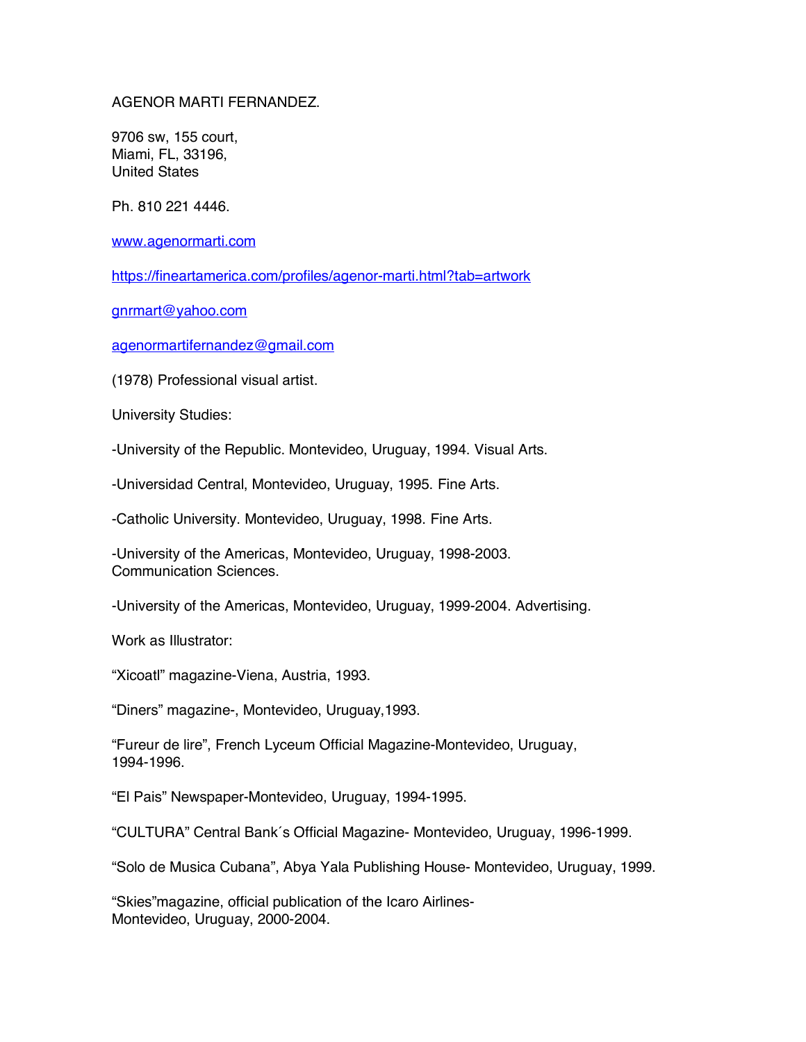AGENOR MARTI FERNANDEZ.

9706 sw, 155 court,
Miami, FL, 33196,
United States

Ph. 810 221 4446.

www.agenormarti.com

https://fineartamerica.com/profiles/agenor-marti.html?tab=artwork

gnrmart@yahoo.com

agenormartifernandez@gmail.com

(1978) Professional visual artist.

University Studies:

-University of the Republic. Montevideo, Uruguay, 1994. Visual Arts.

-Universidad Central, Montevideo, Uruguay, 1995. Fine Arts.

-Catholic University. Montevideo, Uruguay, 1998. Fine Arts.

-University of the Americas, Montevideo, Uruguay, 1998-2003.
Communication Sciences.

-University of the Americas, Montevideo, Uruguay, 1999-2004. Advertising.

Work as Illustrator:

“Xicoatl” magazine-Viena, Austria, 1993.

“Diners” magazine-, Montevideo, Uruguay,1993.

“Fureur de lire”, French Lyceum Official Magazine-Montevideo, Uruguay, 1994-1996.

“El Pais” Newspaper-Montevideo, Uruguay, 1994-1995.

“CULTURA” Central Bank´s Official Magazine- Montevideo, Uruguay, 1996-1999.

“Solo de Musica Cubana”, Abya Yala Publishing House- Montevideo, Uruguay, 1999.

“Skies”magazine, official publication of the Icaro Airlines-
Montevideo, Uruguay, 2000-2004.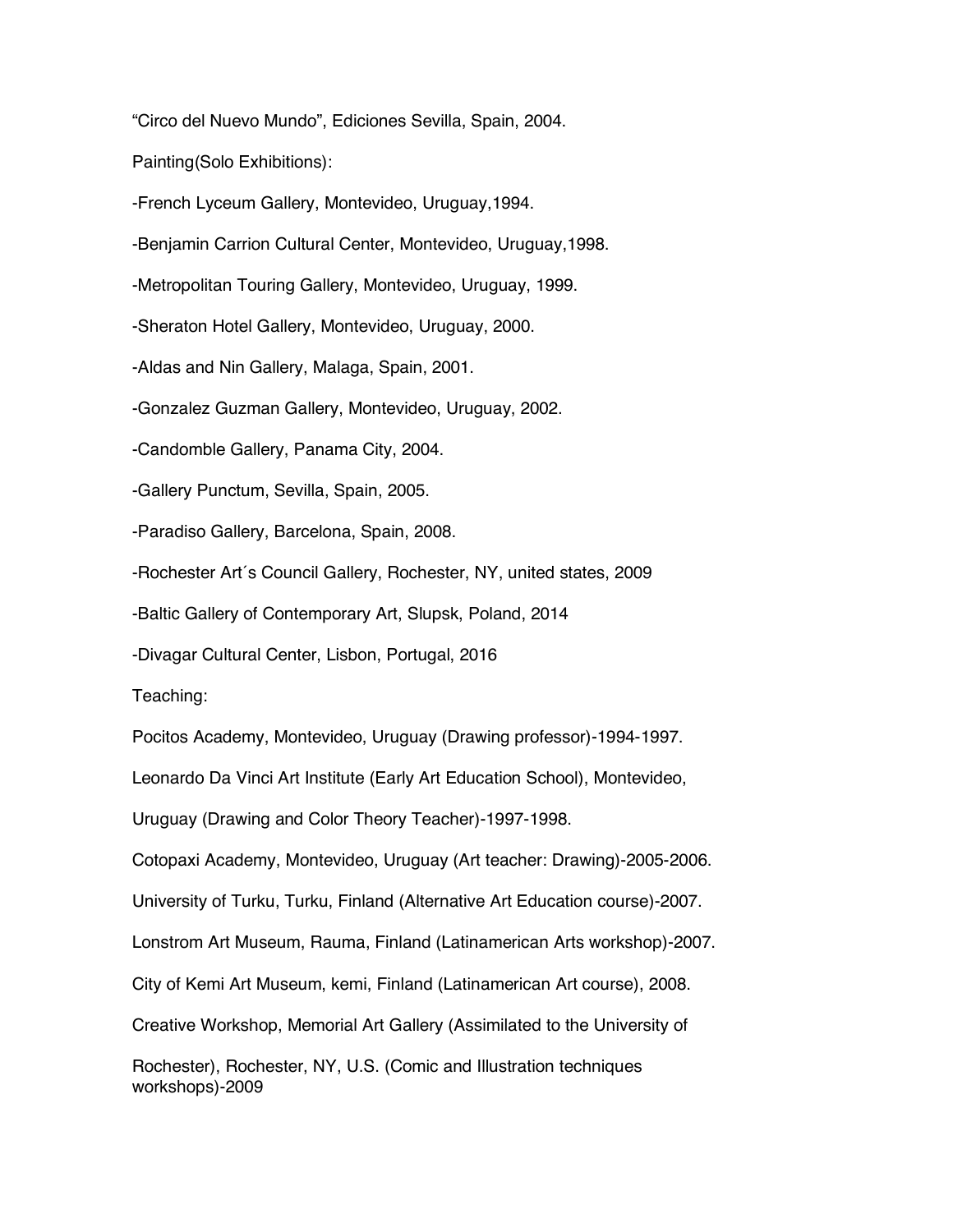“Circo del Nuevo Mundo”, Ediciones Sevilla, Spain, 2004.

Painting(Solo Exhibitions):

-French Lyceum Gallery, Montevideo, Uruguay,1994.

-Benjamin Carrion Cultural Center, Montevideo, Uruguay,1998.

-Metropolitan Touring Gallery, Montevideo, Uruguay, 1999.

-Sheraton Hotel Gallery, Montevideo, Uruguay, 2000.

-Aldas and Nin Gallery, Malaga, Spain, 2001.

-Gonzalez Guzman Gallery, Montevideo, Uruguay, 2002.

-Candomble Gallery, Panama City, 2004.

-Gallery Punctum, Sevilla, Spain, 2005.

-Paradiso Gallery, Barcelona, Spain, 2008.

-Rochester Art´s Council Gallery, Rochester, NY, united states, 2009

-Baltic Gallery of Contemporary Art, Slupsk, Poland, 2014

-Divagar Cultural Center, Lisbon, Portugal, 2016

Teaching:

Pocitos Academy, Montevideo, Uruguay (Drawing professor)-1994-1997.

Leonardo Da Vinci Art Institute (Early Art Education School), Montevideo, Uruguay (Drawing and Color Theory Teacher)-1997-1998.

Cotopaxi Academy, Montevideo, Uruguay (Art teacher: Drawing)-2005-2006.

University of Turku, Turku, Finland (Alternative Art Education course)-2007.

Lonstrom Art Museum, Rauma, Finland (Latinamerican Arts workshop)-2007.

City of Kemi Art Museum, kemi, Finland (Latinamerican Art course), 2008.

Creative Workshop, Memorial Art Gallery (Assimilated to the University of Rochester), Rochester, NY, U.S. (Comic and Illustration techniques workshops)-2009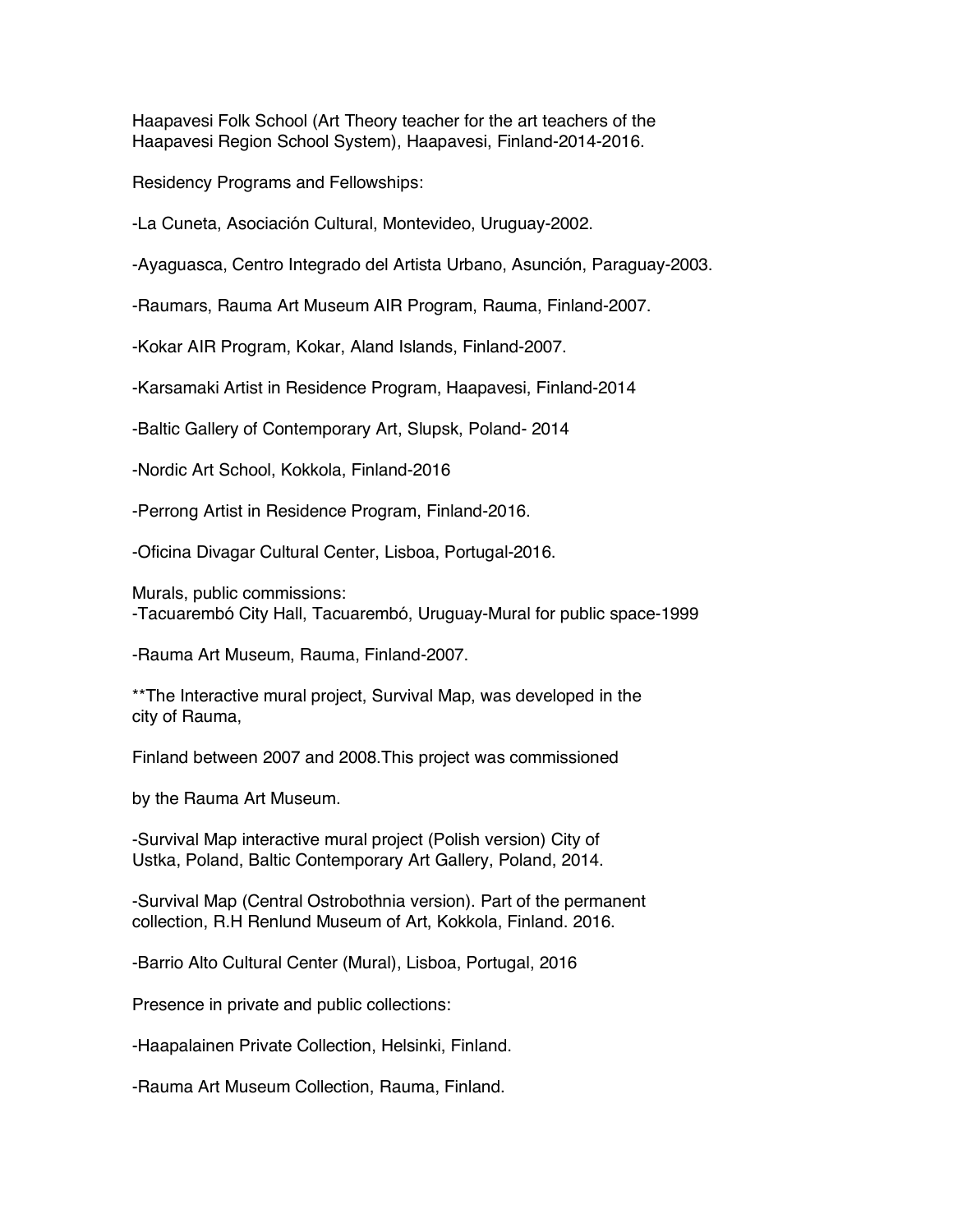Haapavesi Folk School (Art Theory teacher for the art teachers of the Haapavesi Region School System), Haapavesi, Finland-2014-2016.

Residency Programs and Fellowships:

-La Cuneta, Asociación Cultural, Montevideo, Uruguay-2002.

-Ayaguasca, Centro Integrado del Artista Urbano, Asunción, Paraguay-2003.

-Raumars, Rauma Art Museum AIR Program, Rauma, Finland-2007.

-Kokar AIR Program, Kokar, Aland Islands, Finland-2007.

-Karsamaki Artist in Residence Program, Haapavesi, Finland-2014

-Baltic Gallery of Contemporary Art, Slupsk, Poland- 2014

-Nordic Art School, Kokkola, Finland-2016

-Perrong Artist in Residence Program, Finland-2016.

-Oficina Divagar Cultural Center, Lisboa, Portugal-2016.

Murals, public commissions:
-Tacuarembó City Hall, Tacuarembó, Uruguay-Mural for public space-1999

-Rauma Art Museum, Rauma, Finland-2007.

**The Interactive mural project, Survival Map, was developed in the city of Rauma,

Finland between 2007 and 2008.This project was commissioned

by the Rauma Art Museum.

-Survival Map interactive mural project (Polish version) City of Ustka, Poland, Baltic Contemporary Art Gallery, Poland, 2014.

-Survival Map (Central Ostrobothnia version). Part of the permanent collection, R.H Renlund Museum of Art, Kokkola, Finland. 2016.

-Barrio Alto Cultural Center (Mural), Lisboa, Portugal, 2016

Presence in private and public collections:

-Haapalainen Private Collection, Helsinki, Finland.

-Rauma Art Museum Collection, Rauma, Finland.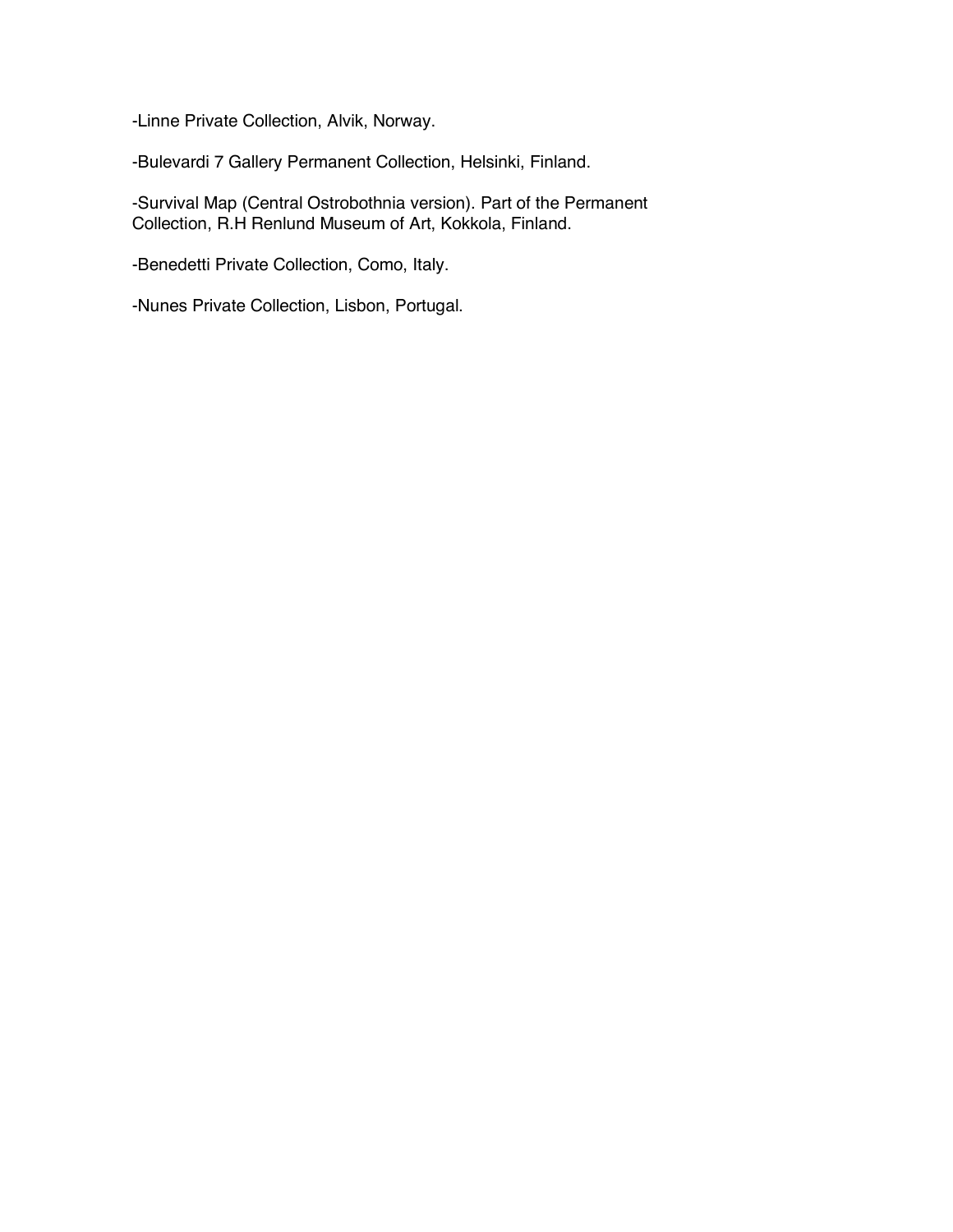-Linne Private Collection, Alvik, Norway.

-Bulevardi 7 Gallery Permanent Collection, Helsinki, Finland.

-Survival Map (Central Ostrobothnia version). Part of the Permanent Collection, R.H Renlund Museum of Art, Kokkola, Finland.

-Benedetti Private Collection, Como, Italy.

-Nunes Private Collection, Lisbon, Portugal.